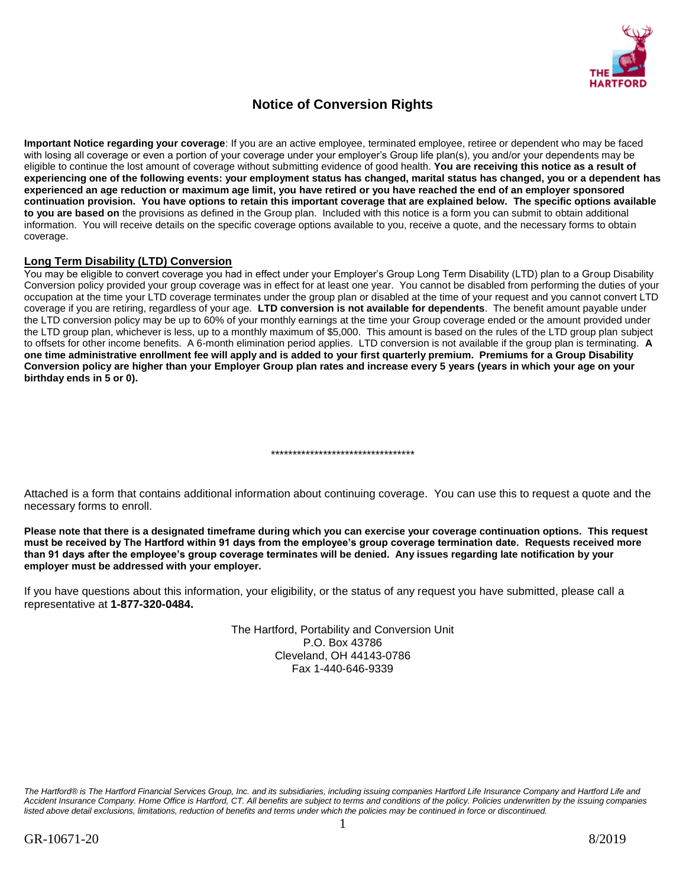THE HARTFORD

# Notice of Conversion Rights

**Important Notice regarding your coverage**: If you are an active employee, terminated employee, retiree or dependent who may be faced with losing all coverage or even a portion of your coverage under your employer's Group life plan(s), you and/or your dependents may be eligible to continue the lost amount of coverage without submitting evidence of good health. **You are receiving this notice as a result of experiencing one of the following events: your employment status has changed, marital status has changed, you or a dependent has experienced an age reduction or maximum age limit, you have retired or you have reached the end of an employer sponsored continuation provision. You have options to retain this important coverage that are explained below. The specific options available to you are based on** the provisions as defined in the Group plan. Included with this notice is a form you can submit to obtain additional information. You will receive details on the specific coverage options available to you, receive a quote, and the necessary forms to obtain coverage.

## Long Term Disability (LTD) Conversion

You may be eligible to convert coverage you had in effect under your Employer's Group Long Term Disability (LTD) plan to a Group Disability Conversion policy provided your group coverage was in effect for at least one year. You cannot be disabled from performing the duties of your occupation at the time your LTD coverage terminates under the group plan or disabled at the time of your request and you cannot convert LTD coverage if you are retiring, regardless of your age. **LTD conversion is not available for dependents**. The benefit amount payable under the LTD conversion policy may be up to 60% of your monthly earnings at the time your Group coverage ended or the amount provided under the LTD group plan, whichever is less, up to a monthly maximum of $5,000. This amount is based on the rules of the LTD group plan subject to offsets for other income benefits. A 6-month elimination period applies. LTD conversion is not available if the group plan is terminating. **A one time administrative enrollment fee will apply and is added to your first quarterly premium. Premiums for a Group Disability Conversion policy are higher than your Employer Group plan rates and increase every 5 years (years in which your age on your birthday ends in 5 or 0).**

*********************************

Attached is a form that contains additional information about continuing coverage. You can use this to request a quote and the necessary forms to enroll.

**Please note that there is a designated timeframe during which you can exercise your coverage continuation options. This request must be received by The Hartford within 91 days from the employee's group coverage termination date. Requests received more than 91 days after the employee's group coverage terminates will be denied. Any issues regarding late notification by your employer must be addressed with your employer.**

If you have questions about this information, your eligibility, or the status of any request you have submitted, please call a representative at **1-877-320-0484.**

The Hartford, Portability and Conversion Unit
P.O. Box 43786
Cleveland, OH 44143-0786
Fax 1-440-646-9339

*The Hartford® is The Hartford Financial Services Group, Inc. and its subsidiaries, including issuing companies Hartford Life Insurance Company and Hartford Life and Accident Insurance Company. Home Office is Hartford, CT. All benefits are subject to terms and conditions of the policy. Policies underwritten by the issuing companies listed above detail exclusions, limitations, reduction of benefits and terms under which the policies may be continued in force or discontinued.*

GR-10671-20 8/2019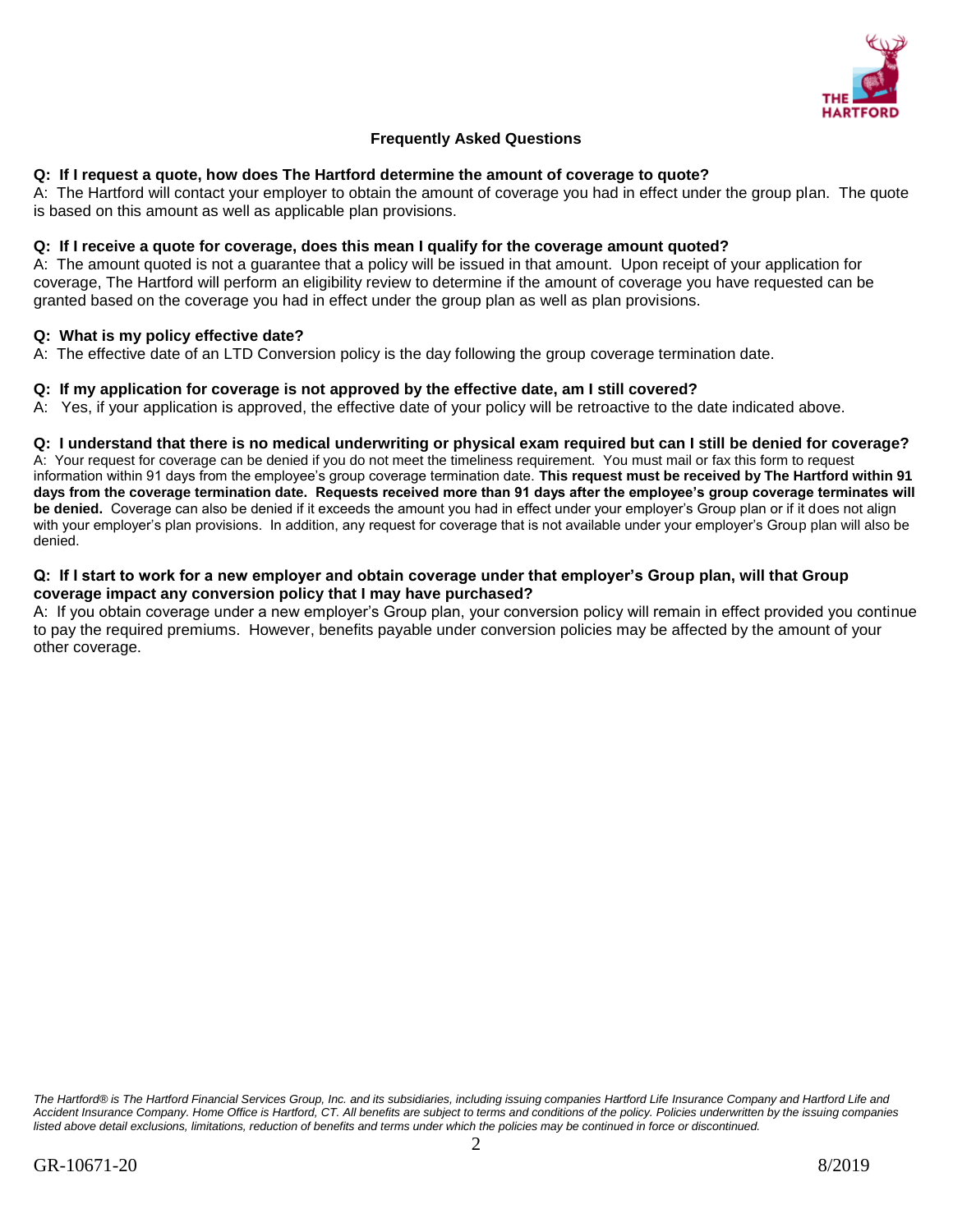## Frequently Asked Questions

**Q: If I request a quote, how does The Hartford determine the amount of coverage to quote?**

A: The Hartford will contact your employer to obtain the amount of coverage you had in effect under the group plan. The quote is based on this amount as well as applicable plan provisions.

**Q: If I receive a quote for coverage, does this mean I qualify for the coverage amount quoted?**

A: The amount quoted is not a guarantee that a policy will be issued in that amount. Upon receipt of your application for coverage, The Hartford will perform an eligibility review to determine if the amount of coverage you have requested can be granted based on the coverage you had in effect under the group plan as well as plan provisions.

**Q: What is my policy effective date?**

A: The effective date of an LTD Conversion policy is the day following the group coverage termination date.

**Q: If my application for coverage is not approved by the effective date, am I still covered?**

A: Yes, if your application is approved, the effective date of your policy will be retroactive to the date indicated above.

**Q: I understand that there is no medical underwriting or physical exam required but can I still be denied for coverage?**

A: Your request for coverage can be denied if you do not meet the timeliness requirement. You must mail or fax this form to request information within 91 days from the employee's group coverage termination date. **This request must be received by The Hartford within 91 days from the coverage termination date. Requests received more than 91 days after the employee's group coverage terminates will be denied.** Coverage can also be denied if it exceeds the amount you had in effect under your employer's Group plan or if it does not align with your employer's plan provisions. In addition, any request for coverage that is not available under your employer's Group plan will also be denied.

**Q: If I start to work for a new employer and obtain coverage under that employer's Group plan, will that Group coverage impact any conversion policy that I may have purchased?**

A: If you obtain coverage under a new employer's Group plan, your conversion policy will remain in effect provided you continue to pay the required premiums. However, benefits payable under conversion policies may be affected by the amount of your other coverage.

*The Hartford® is The Hartford Financial Services Group, Inc. and its subsidiaries, including issuing companies Hartford Life Insurance Company and Hartford Life and Accident Insurance Company. Home Office is Hartford, CT. All benefits are subject to terms and conditions of the policy. Policies underwritten by the issuing companies listed above detail exclusions, limitations, reduction of benefits and terms under which the policies may be continued in force or discontinued.*

GR-10671-20 8/2019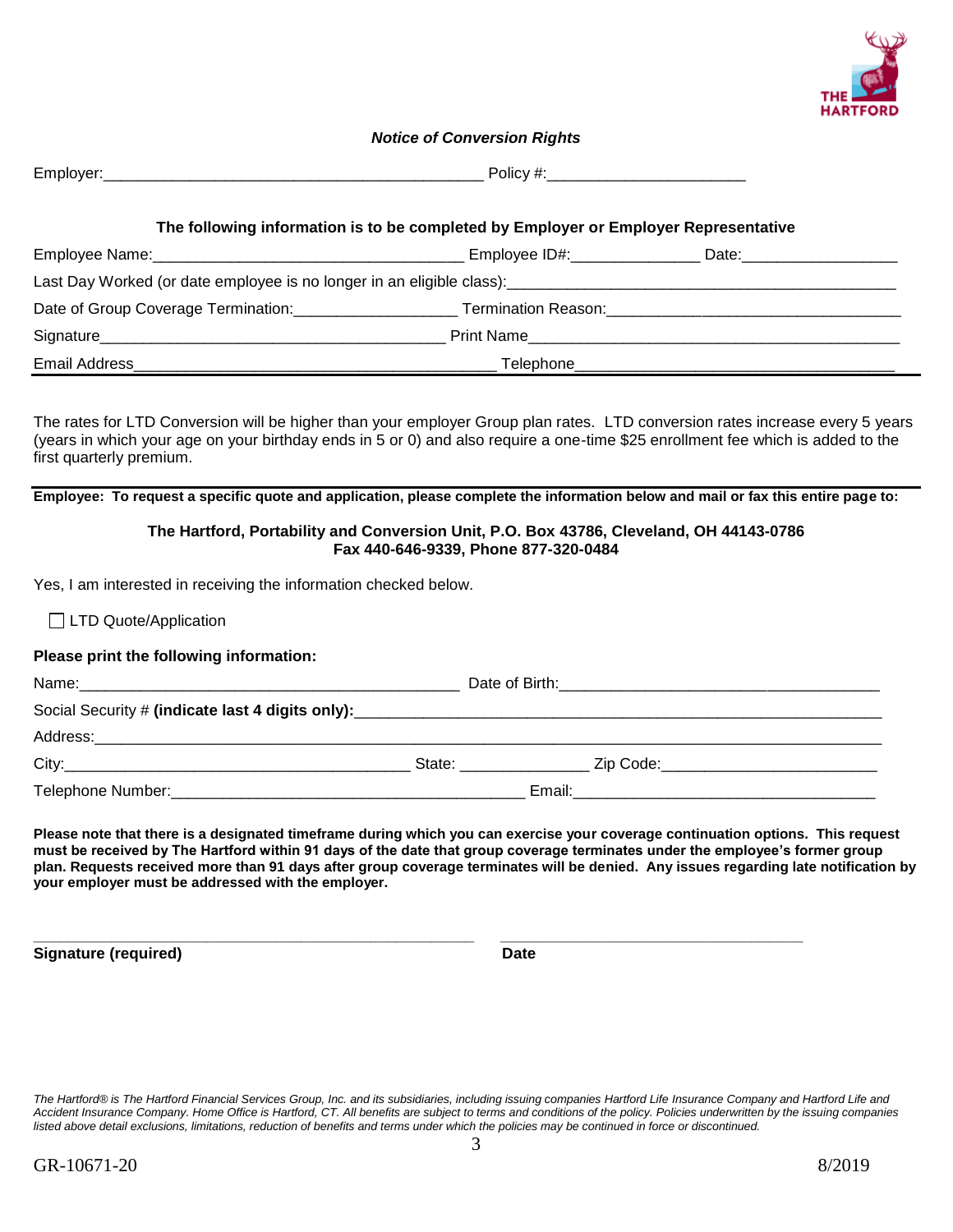***Notice of Conversion Rights***

Employer:_____________________________________________ Policy #:______________________

**The following information is to be completed by Employer or Employer Representative**

Employee Name:___________________________________ Employee ID#:______________ Date:_________________

Last Day Worked (or date employee is no longer in an eligible class):____________________________________________

Date of Group Coverage Termination:__________________ Termination Reason:_________________________________

Signature_________________________________________ Print Name__________________________________________

Email Address__________________________________________ Telephone______________________________________

---

The rates for LTD Conversion will be higher than your employer Group plan rates. LTD conversion rates increase every 5 years (years in which your age on your birthday ends in 5 or 0) and also require a one-time $25 enrollment fee which is added to the first quarterly premium.

---

**Employee: To request a specific quote and application, please complete the information below and mail or fax this entire page to:**

**The Hartford, Portability and Conversion Unit, P.O. Box 43786, Cleveland, OH 44143-0786**
**Fax 440-646-9339, Phone 877-320-0484**

Yes, I am interested in receiving the information checked below.

☐ LTD Quote/Application

**Please print the following information:**

Name:_____________________________________________ Date of Birth:____________________________________

Social Security # **(indicate last 4 digits only):**_______________________________________________________________

Address:______________________________________________________________________________________

City:________________________________________ State: ______________ Zip Code:________________________

Telephone Number:_________________________________________ Email:___________________________________

**Please note that there is a designated timeframe during which you can exercise your coverage continuation options. This request must be received by The Hartford within 91 days of the date that group coverage terminates under the employee's former group plan. Requests received more than 91 days after group coverage terminates will be denied. Any issues regarding late notification by your employer must be addressed with the employer.**

_______________________________________________ ___________________________________

**Signature (required)** **Date**

*The Hartford® is The Hartford Financial Services Group, Inc. and its subsidiaries, including issuing companies Hartford Life Insurance Company and Hartford Life and Accident Insurance Company. Home Office is Hartford, CT. All benefits are subject to terms and conditions of the policy. Policies underwritten by the issuing companies listed above detail exclusions, limitations, reduction of benefits and terms under which the policies may be continued in force or discontinued.*

GR-10671-20 8/2019